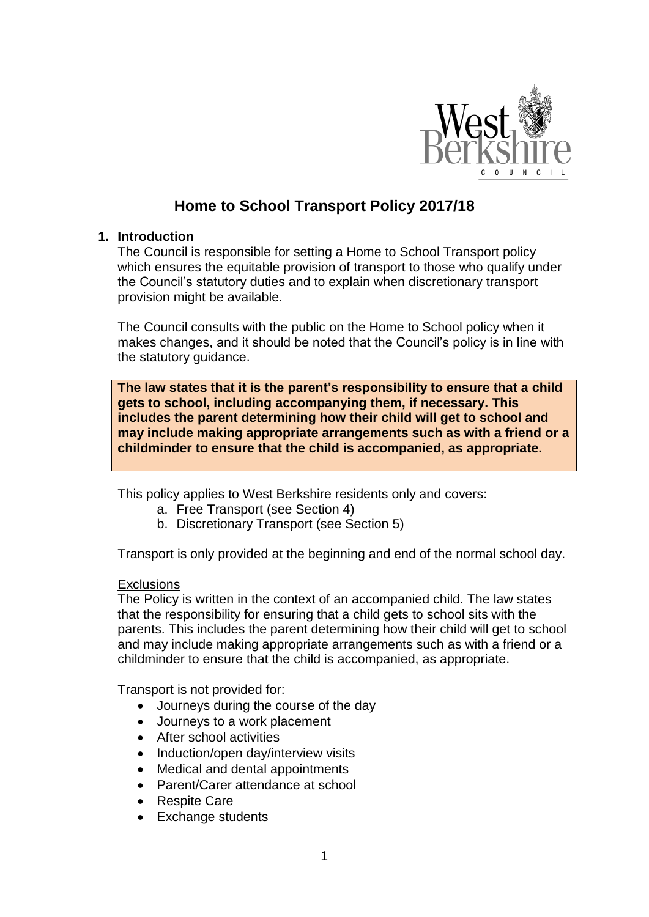# Home to School Transport Policy 2017/18

## 1. Introduction

The Council is responsible for setting a Home to School Transport policy which ensures the equitable provision of transport to those who qualify under the Council's statutory duties and to explain when discretionary transport provision might be available.

The Council consults with the public on the Home to School policy when it makes changes, and it should be noted that the Council's policy is in line with the statutory guidance.

**The law states that it is the parent's responsibility to ensure that a child gets to school, including accompanying them, if necessary. This includes the parent determining how their child will get to school and may include making appropriate arrangements such as with a friend or a childminder to ensure that the child is accompanied, as appropriate.**

This policy applies to West Berkshire residents only and covers:

a. Free Transport (see Section 4)
b. Discretionary Transport (see Section 5)

Transport is only provided at the beginning and end of the normal school day.

### Exclusions

The Policy is written in the context of an accompanied child. The law states that the responsibility for ensuring that a child gets to school sits with the parents. This includes the parent determining how their child will get to school and may include making appropriate arrangements such as with a friend or a childminder to ensure that the child is accompanied, as appropriate.

Transport is not provided for:

- Journeys during the course of the day
- Journeys to a work placement
- After school activities
- Induction/open day/interview visits
- Medical and dental appointments
- Parent/Carer attendance at school
- Respite Care
- Exchange students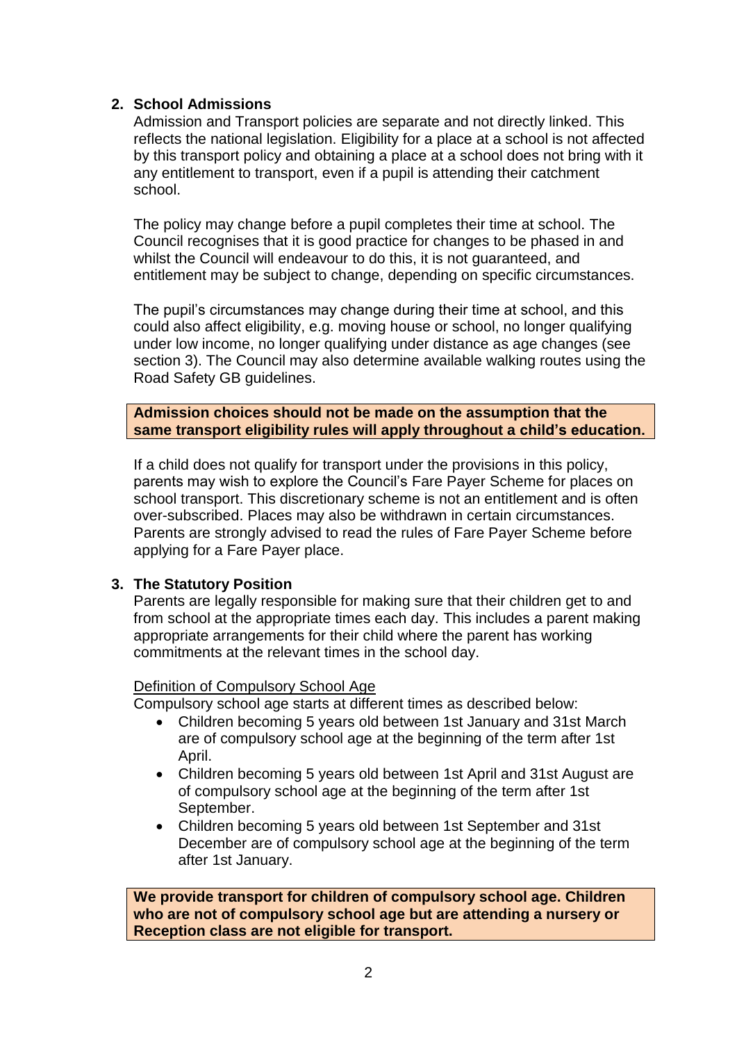## 2. School Admissions

Admission and Transport policies are separate and not directly linked. This reflects the national legislation. Eligibility for a place at a school is not affected by this transport policy and obtaining a place at a school does not bring with it any entitlement to transport, even if a pupil is attending their catchment school.

The policy may change before a pupil completes their time at school. The Council recognises that it is good practice for changes to be phased in and whilst the Council will endeavour to do this, it is not guaranteed, and entitlement may be subject to change, depending on specific circumstances.

The pupil's circumstances may change during their time at school, and this could also affect eligibility, e.g. moving house or school, no longer qualifying under low income, no longer qualifying under distance as age changes (see section 3). The Council may also determine available walking routes using the Road Safety GB guidelines.

**Admission choices should not be made on the assumption that the same transport eligibility rules will apply throughout a child's education.**

If a child does not qualify for transport under the provisions in this policy, parents may wish to explore the Council's Fare Payer Scheme for places on school transport. This discretionary scheme is not an entitlement and is often over-subscribed. Places may also be withdrawn in certain circumstances. Parents are strongly advised to read the rules of Fare Payer Scheme before applying for a Fare Payer place.

## 3. The Statutory Position

Parents are legally responsible for making sure that their children get to and from school at the appropriate times each day. This includes a parent making appropriate arrangements for their child where the parent has working commitments at the relevant times in the school day.

Definition of Compulsory School Age

Compulsory school age starts at different times as described below:

- Children becoming 5 years old between 1st January and 31st March are of compulsory school age at the beginning of the term after 1st April.
- Children becoming 5 years old between 1st April and 31st August are of compulsory school age at the beginning of the term after 1st September.
- Children becoming 5 years old between 1st September and 31st December are of compulsory school age at the beginning of the term after 1st January.

**We provide transport for children of compulsory school age. Children who are not of compulsory school age but are attending a nursery or Reception class are not eligible for transport.**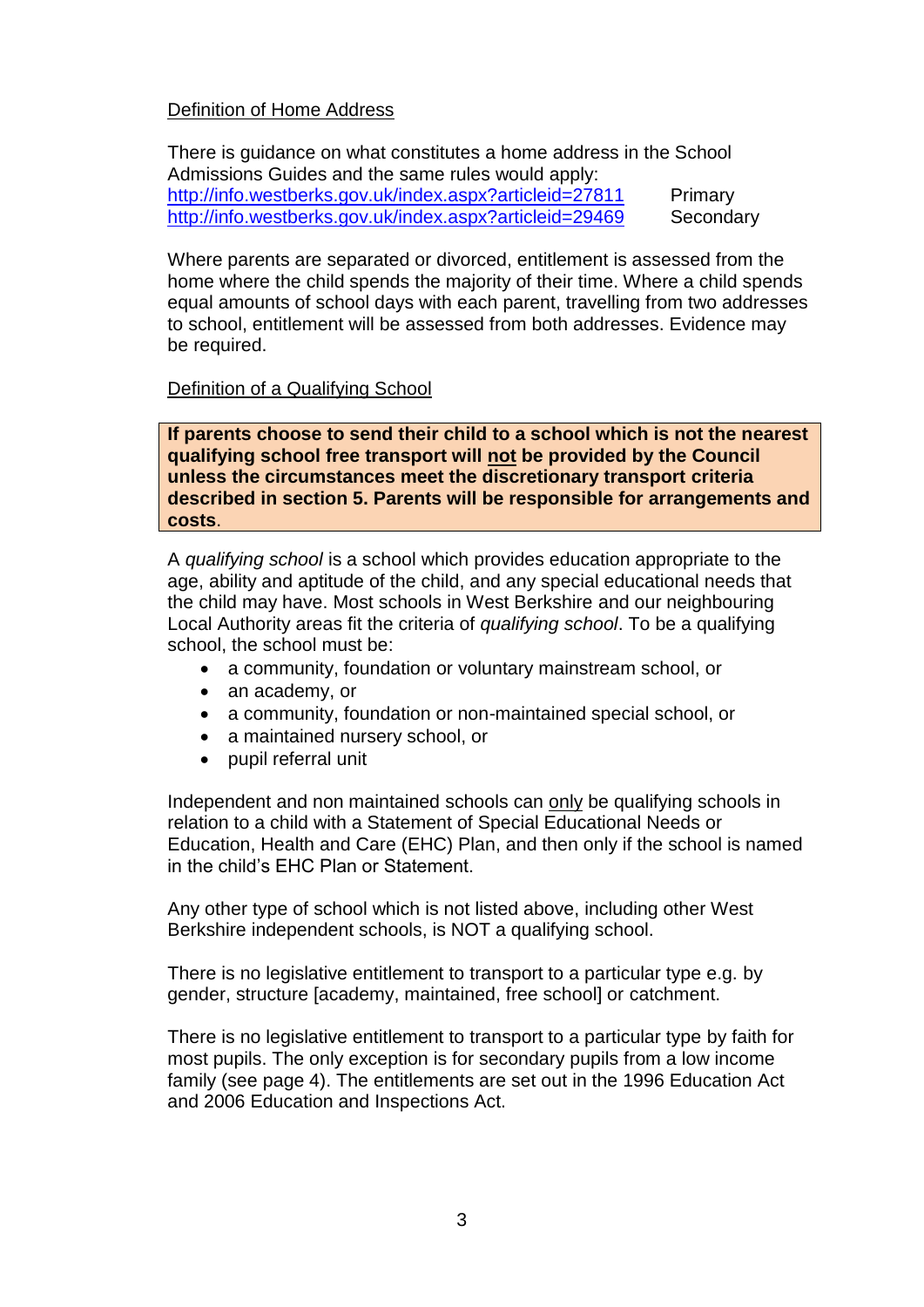## Definition of Home Address

There is guidance on what constitutes a home address in the School Admissions Guides and the same rules would apply:

http://info.westberks.gov.uk/index.aspx?articleid=27811 Primary
http://info.westberks.gov.uk/index.aspx?articleid=29469 Secondary

Where parents are separated or divorced, entitlement is assessed from the home where the child spends the majority of their time. Where a child spends equal amounts of school days with each parent, travelling from two addresses to school, entitlement will be assessed from both addresses. Evidence may be required.

## Definition of a Qualifying School

**If parents choose to send their child to a school which is not the nearest qualifying school free transport will <u>not</u> be provided by the Council unless the circumstances meet the discretionary transport criteria described in section 5. Parents will be responsible for arrangements and costs**.

A *qualifying school* is a school which provides education appropriate to the age, ability and aptitude of the child, and any special educational needs that the child may have. Most schools in West Berkshire and our neighbouring Local Authority areas fit the criteria of *qualifying school*. To be a qualifying school, the school must be:

- a community, foundation or voluntary mainstream school, or
- an academy, or
- a community, foundation or non-maintained special school, or
- a maintained nursery school, or
- pupil referral unit

Independent and non maintained schools can <u>only</u> be qualifying schools in relation to a child with a Statement of Special Educational Needs or Education, Health and Care (EHC) Plan, and then only if the school is named in the child's EHC Plan or Statement.

Any other type of school which is not listed above, including other West Berkshire independent schools, is NOT a qualifying school.

There is no legislative entitlement to transport to a particular type e.g. by gender, structure [academy, maintained, free school] or catchment.

There is no legislative entitlement to transport to a particular type by faith for most pupils. The only exception is for secondary pupils from a low income family (see page 4). The entitlements are set out in the 1996 Education Act and 2006 Education and Inspections Act.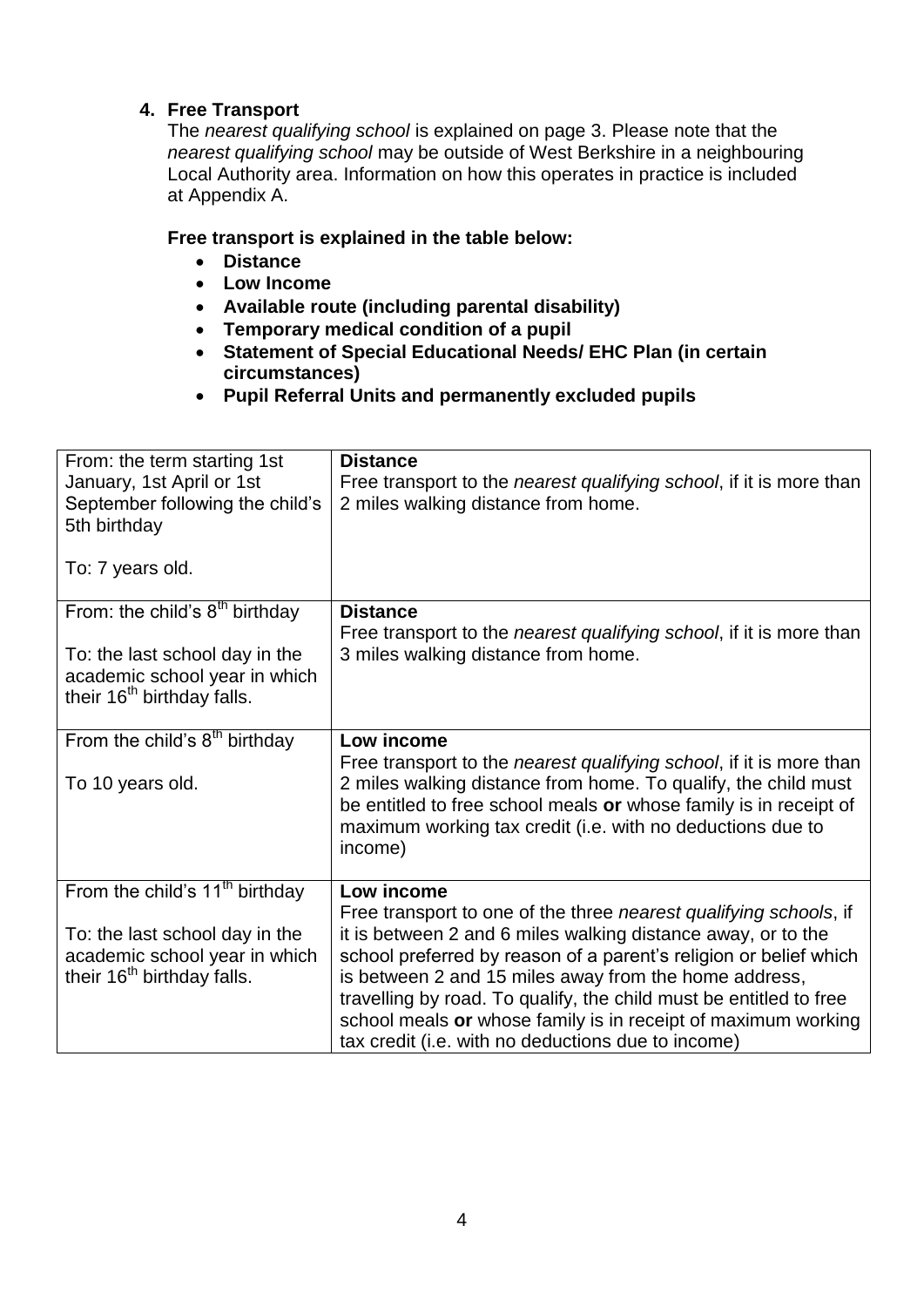## 4. Free Transport

The *nearest qualifying school* is explained on page 3. Please note that the *nearest qualifying school* may be outside of West Berkshire in a neighbouring Local Authority area. Information on how this operates in practice is included at Appendix A.

**Free transport is explained in the table below:**

- **Distance**
- **Low Income**
- **Available route (including parental disability)**
- **Temporary medical condition of a pupil**
- **Statement of Special Educational Needs/ EHC Plan (in certain circumstances)**
- **Pupil Referral Units and permanently excluded pupils**

| | |
|---|---|
| From: the term starting 1st January, 1st April or 1st September following the child's 5th birthday<br><br>To: 7 years old. | **Distance**<br>Free transport to the *nearest qualifying school*, if it is more than 2 miles walking distance from home. |
| From: the child's 8th birthday<br><br>To: the last school day in the academic school year in which their 16th birthday falls. | **Distance**<br>Free transport to the *nearest qualifying school*, if it is more than 3 miles walking distance from home. |
| From the child's 8th birthday<br><br>To 10 years old. | **Low income**<br>Free transport to the *nearest qualifying school*, if it is more than 2 miles walking distance from home. To qualify, the child must be entitled to free school meals **or** whose family is in receipt of maximum working tax credit (i.e. with no deductions due to income) |
| From the child's 11th birthday<br><br>To: the last school day in the academic school year in which their 16th birthday falls. | **Low income**<br>Free transport to one of the three *nearest qualifying schools*, if it is between 2 and 6 miles walking distance away, or to the school preferred by reason of a parent's religion or belief which is between 2 and 15 miles away from the home address, travelling by road. To qualify, the child must be entitled to free school meals **or** whose family is in receipt of maximum working tax credit (i.e. with no deductions due to income) |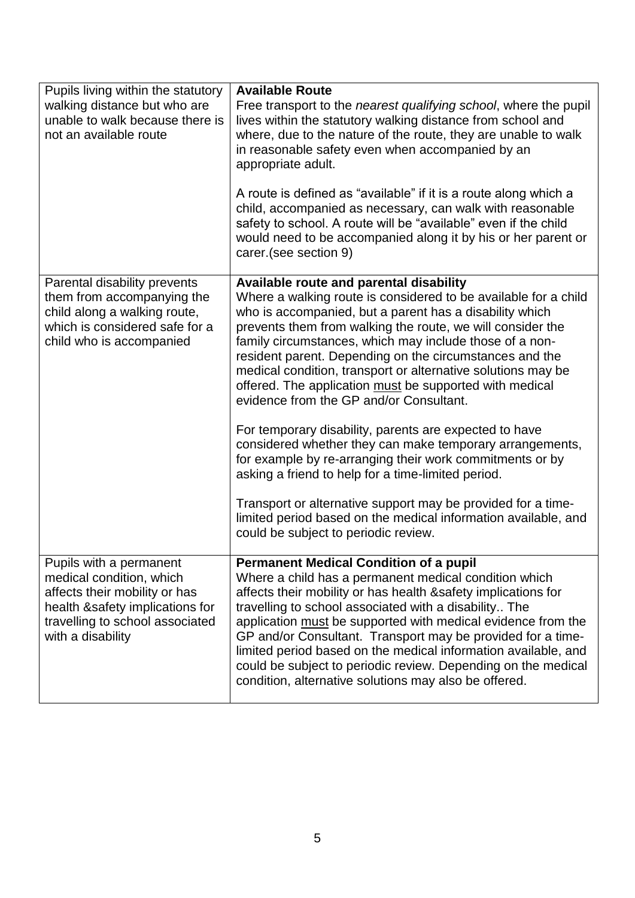| | |
|---|---|
| Pupils living within the statutory walking distance but who are unable to walk because there is not an available route | **Available Route**<br>Free transport to the *nearest qualifying school*, where the pupil lives within the statutory walking distance from school and where, due to the nature of the route, they are unable to walk in reasonable safety even when accompanied by an appropriate adult.<br><br>A route is defined as "available" if it is a route along which a child, accompanied as necessary, can walk with reasonable safety to school. A route will be "available" even if the child would need to be accompanied along it by his or her parent or carer.(see section 9) |
| Parental disability prevents them from accompanying the child along a walking route, which is considered safe for a child who is accompanied | **Available route and parental disability**<br>Where a walking route is considered to be available for a child who is accompanied, but a parent has a disability which prevents them from walking the route, we will consider the family circumstances, which may include those of a non-resident parent. Depending on the circumstances and the medical condition, transport or alternative solutions may be offered. The application <u>must</u> be supported with medical evidence from the GP and/or Consultant.<br><br>For temporary disability, parents are expected to have considered whether they can make temporary arrangements, for example by re-arranging their work commitments or by asking a friend to help for a time-limited period.<br><br>Transport or alternative support may be provided for a time-limited period based on the medical information available, and could be subject to periodic review. |
| Pupils with a permanent medical condition, which affects their mobility or has health &safety implications for travelling to school associated with a disability | **Permanent Medical Condition of a pupil**<br>Where a child has a permanent medical condition which affects their mobility or has health &safety implications for travelling to school associated with a disability.. The application <u>must</u> be supported with medical evidence from the GP and/or Consultant. Transport may be provided for a time-limited period based on the medical information available, and could be subject to periodic review. Depending on the medical condition, alternative solutions may also be offered. |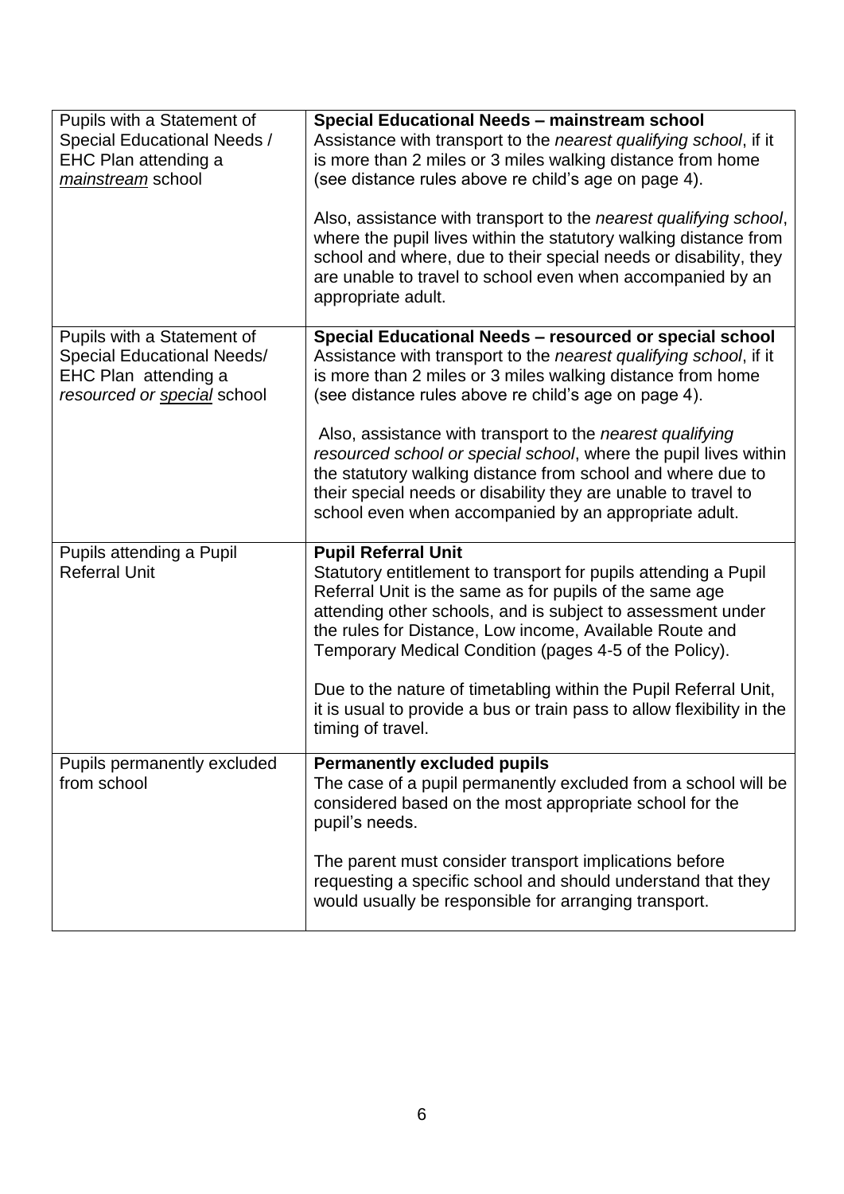| | |
|---|---|
| Pupils with a Statement of Special Educational Needs / EHC Plan attending a *mainstream* school | **Special Educational Needs – mainstream school**<br>Assistance with transport to the *nearest qualifying school*, if it is more than 2 miles or 3 miles walking distance from home (see distance rules above re child's age on page 4).<br><br>Also, assistance with transport to the *nearest qualifying school*, where the pupil lives within the statutory walking distance from school and where, due to their special needs or disability, they are unable to travel to school even when accompanied by an appropriate adult. |
| Pupils with a Statement of Special Educational Needs/ EHC Plan attending a *resourced or special* school | **Special Educational Needs – resourced or special school**<br>Assistance with transport to the *nearest qualifying school*, if it is more than 2 miles or 3 miles walking distance from home (see distance rules above re child's age on page 4).<br><br>Also, assistance with transport to the *nearest qualifying resourced school or special school*, where the pupil lives within the statutory walking distance from school and where due to their special needs or disability they are unable to travel to school even when accompanied by an appropriate adult. |
| Pupils attending a Pupil Referral Unit | **Pupil Referral Unit**<br>Statutory entitlement to transport for pupils attending a Pupil Referral Unit is the same as for pupils of the same age attending other schools, and is subject to assessment under the rules for Distance, Low income, Available Route and Temporary Medical Condition (pages 4-5 of the Policy).<br><br>Due to the nature of timetabling within the Pupil Referral Unit, it is usual to provide a bus or train pass to allow flexibility in the timing of travel. |
| Pupils permanently excluded from school | **Permanently excluded pupils**<br>The case of a pupil permanently excluded from a school will be considered based on the most appropriate school for the pupil's needs.<br><br>The parent must consider transport implications before requesting a specific school and should understand that they would usually be responsible for arranging transport. |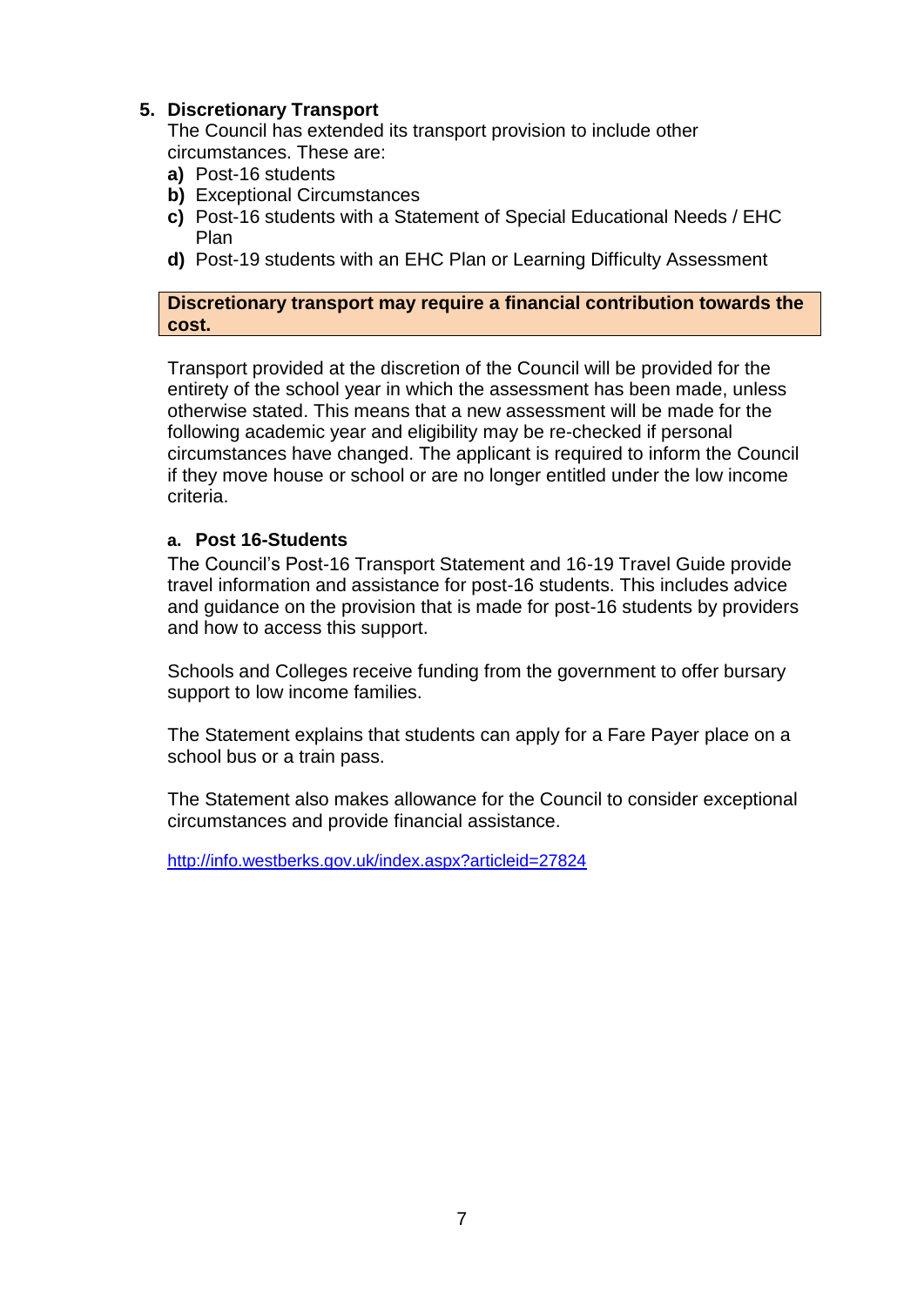## 5. Discretionary Transport

The Council has extended its transport provision to include other circumstances. These are:

**a)** Post-16 students
**b)** Exceptional Circumstances
**c)** Post-16 students with a Statement of Special Educational Needs / EHC Plan
**d)** Post-19 students with an EHC Plan or Learning Difficulty Assessment

**Discretionary transport may require a financial contribution towards the cost.**

Transport provided at the discretion of the Council will be provided for the entirety of the school year in which the assessment has been made, unless otherwise stated. This means that a new assessment will be made for the following academic year and eligibility may be re-checked if personal circumstances have changed. The applicant is required to inform the Council if they move house or school or are no longer entitled under the low income criteria.

### a. Post 16-Students

The Council's Post-16 Transport Statement and 16-19 Travel Guide provide travel information and assistance for post-16 students. This includes advice and guidance on the provision that is made for post-16 students by providers and how to access this support.

Schools and Colleges receive funding from the government to offer bursary support to low income families.

The Statement explains that students can apply for a Fare Payer place on a school bus or a train pass.

The Statement also makes allowance for the Council to consider exceptional circumstances and provide financial assistance.

http://info.westberks.gov.uk/index.aspx?articleid=27824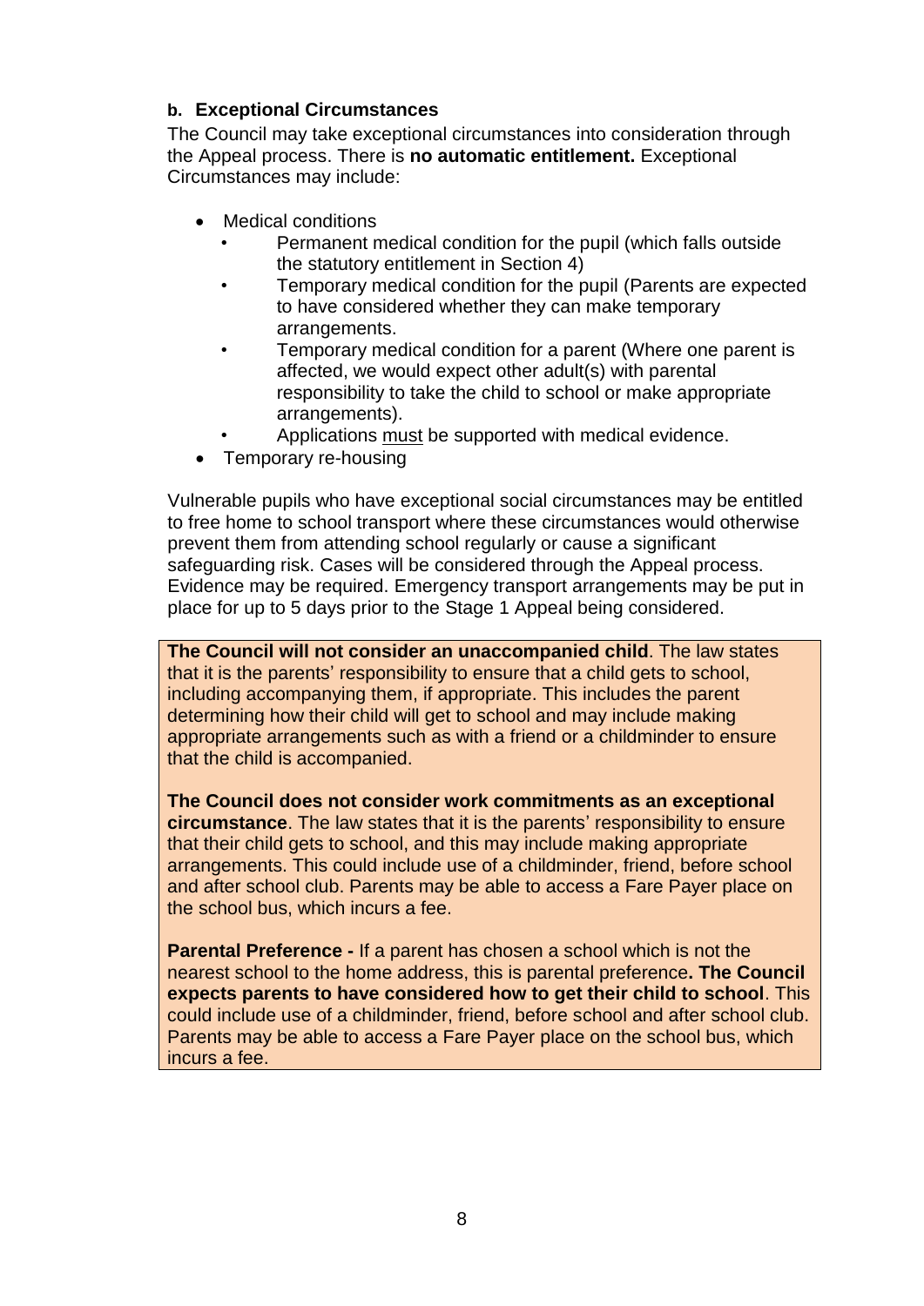### b. Exceptional Circumstances

The Council may take exceptional circumstances into consideration through the Appeal process. There is **no automatic entitlement.** Exceptional Circumstances may include:

- Medical conditions
  - Permanent medical condition for the pupil (which falls outside the statutory entitlement in Section 4)
  - Temporary medical condition for the pupil (Parents are expected to have considered whether they can make temporary arrangements.
  - Temporary medical condition for a parent (Where one parent is affected, we would expect other adult(s) with parental responsibility to take the child to school or make appropriate arrangements).
  - Applications must be supported with medical evidence.
- Temporary re-housing

Vulnerable pupils who have exceptional social circumstances may be entitled to free home to school transport where these circumstances would otherwise prevent them from attending school regularly or cause a significant safeguarding risk. Cases will be considered through the Appeal process. Evidence may be required. Emergency transport arrangements may be put in place for up to 5 days prior to the Stage 1 Appeal being considered.

**The Council will not consider an unaccompanied child**. The law states that it is the parents' responsibility to ensure that a child gets to school, including accompanying them, if appropriate. This includes the parent determining how their child will get to school and may include making appropriate arrangements such as with a friend or a childminder to ensure that the child is accompanied.

**The Council does not consider work commitments as an exceptional circumstance**. The law states that it is the parents' responsibility to ensure that their child gets to school, and this may include making appropriate arrangements. This could include use of a childminder, friend, before school and after school club. Parents may be able to access a Fare Payer place on the school bus, which incurs a fee.

**Parental Preference -** If a parent has chosen a school which is not the nearest school to the home address, this is parental preference**. The Council expects parents to have considered how to get their child to school**. This could include use of a childminder, friend, before school and after school club. Parents may be able to access a Fare Payer place on the school bus, which incurs a fee.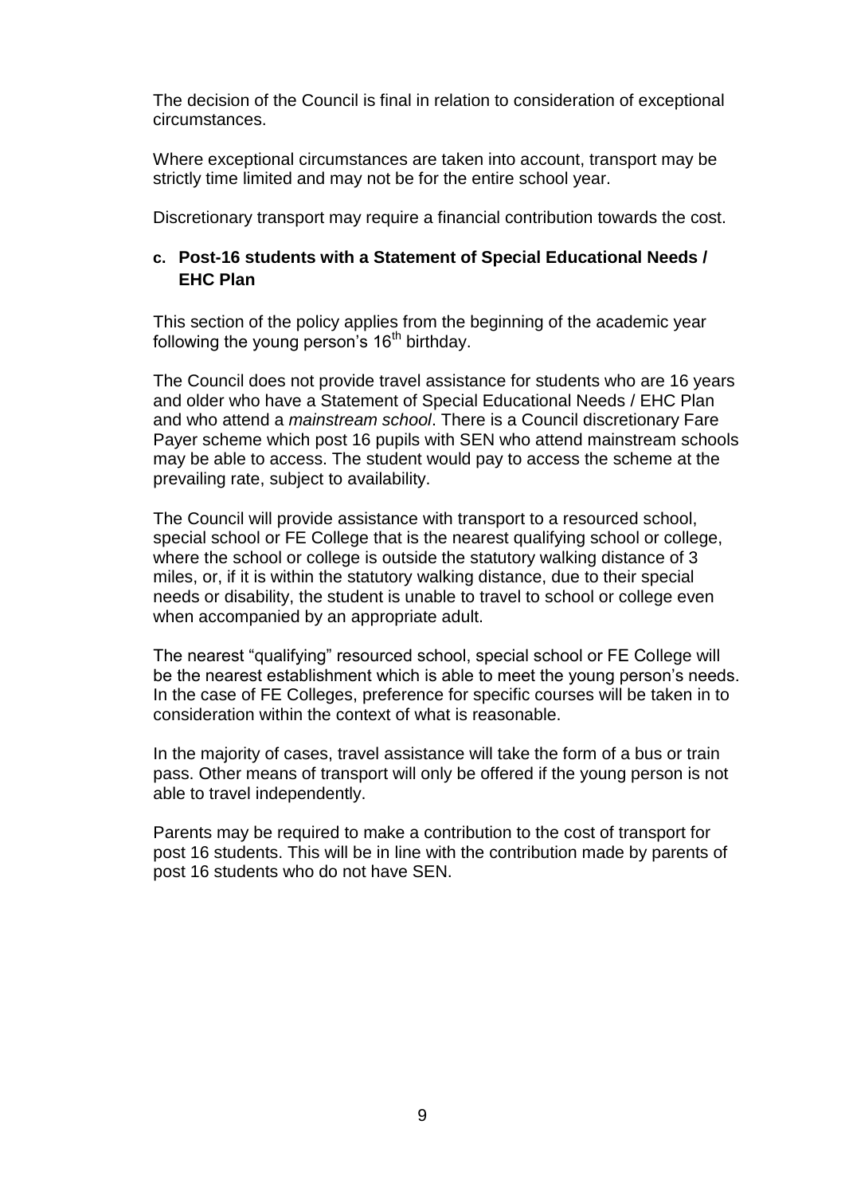The decision of the Council is final in relation to consideration of exceptional circumstances.

Where exceptional circumstances are taken into account, transport may be strictly time limited and may not be for the entire school year.

Discretionary transport may require a financial contribution towards the cost.

### c. Post-16 students with a Statement of Special Educational Needs / EHC Plan

This section of the policy applies from the beginning of the academic year following the young person's 16th birthday.

The Council does not provide travel assistance for students who are 16 years and older who have a Statement of Special Educational Needs / EHC Plan and who attend a *mainstream school*. There is a Council discretionary Fare Payer scheme which post 16 pupils with SEN who attend mainstream schools may be able to access. The student would pay to access the scheme at the prevailing rate, subject to availability.

The Council will provide assistance with transport to a resourced school, special school or FE College that is the nearest qualifying school or college, where the school or college is outside the statutory walking distance of 3 miles, or, if it is within the statutory walking distance, due to their special needs or disability, the student is unable to travel to school or college even when accompanied by an appropriate adult.

The nearest "qualifying" resourced school, special school or FE College will be the nearest establishment which is able to meet the young person's needs. In the case of FE Colleges, preference for specific courses will be taken in to consideration within the context of what is reasonable.

In the majority of cases, travel assistance will take the form of a bus or train pass. Other means of transport will only be offered if the young person is not able to travel independently.

Parents may be required to make a contribution to the cost of transport for post 16 students. This will be in line with the contribution made by parents of post 16 students who do not have SEN.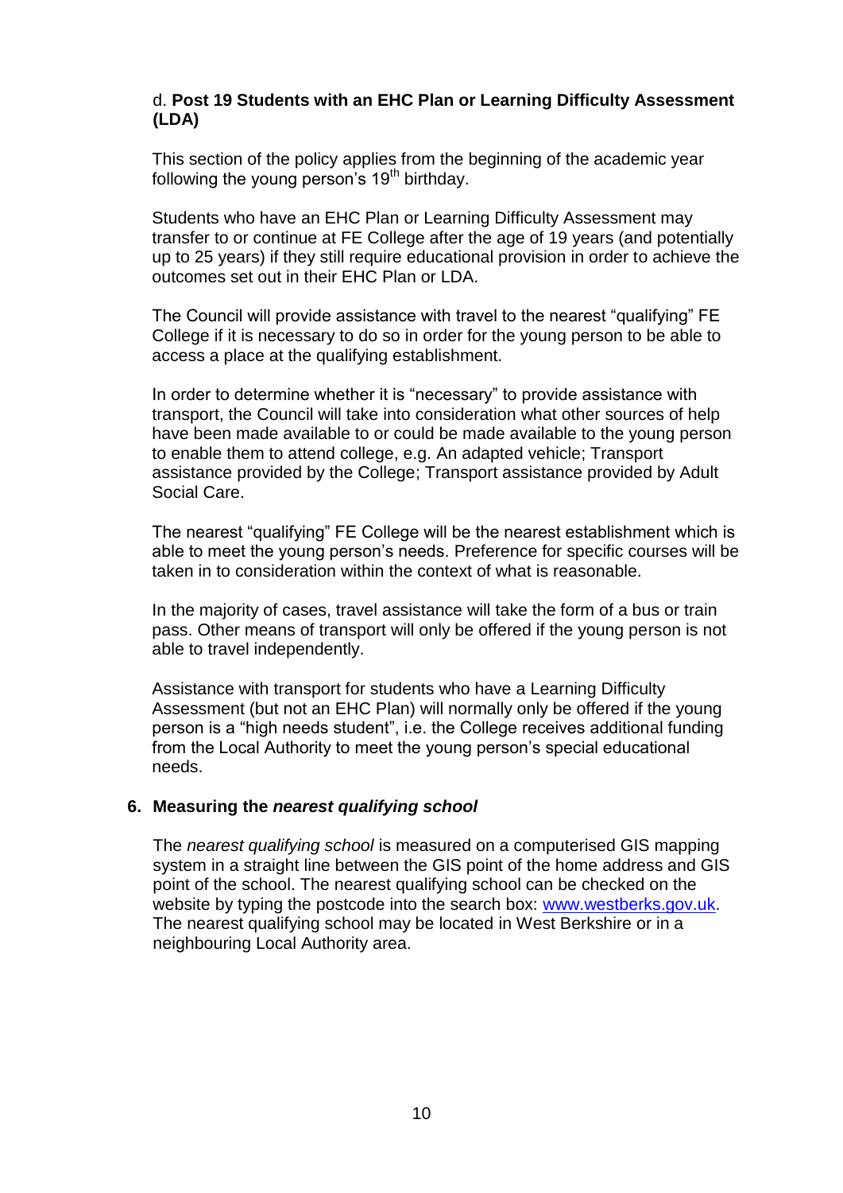d. **Post 19 Students with an EHC Plan or Learning Difficulty Assessment (LDA)**

This section of the policy applies from the beginning of the academic year following the young person's 19th birthday.

Students who have an EHC Plan or Learning Difficulty Assessment may transfer to or continue at FE College after the age of 19 years (and potentially up to 25 years) if they still require educational provision in order to achieve the outcomes set out in their EHC Plan or LDA.

The Council will provide assistance with travel to the nearest "qualifying" FE College if it is necessary to do so in order for the young person to be able to access a place at the qualifying establishment.

In order to determine whether it is "necessary" to provide assistance with transport, the Council will take into consideration what other sources of help have been made available to or could be made available to the young person to enable them to attend college, e.g. An adapted vehicle; Transport assistance provided by the College; Transport assistance provided by Adult Social Care.

The nearest "qualifying" FE College will be the nearest establishment which is able to meet the young person's needs. Preference for specific courses will be taken in to consideration within the context of what is reasonable.

In the majority of cases, travel assistance will take the form of a bus or train pass. Other means of transport will only be offered if the young person is not able to travel independently.

Assistance with transport for students who have a Learning Difficulty Assessment (but not an EHC Plan) will normally only be offered if the young person is a "high needs student", i.e. the College receives additional funding from the Local Authority to meet the young person's special educational needs.

## 6. Measuring the *nearest qualifying school*

The *nearest qualifying school* is measured on a computerised GIS mapping system in a straight line between the GIS point of the home address and GIS point of the school. The nearest qualifying school can be checked on the website by typing the postcode into the search box: [www.westberks.gov.uk](http://www.westberks.gov.uk). The nearest qualifying school may be located in West Berkshire or in a neighbouring Local Authority area.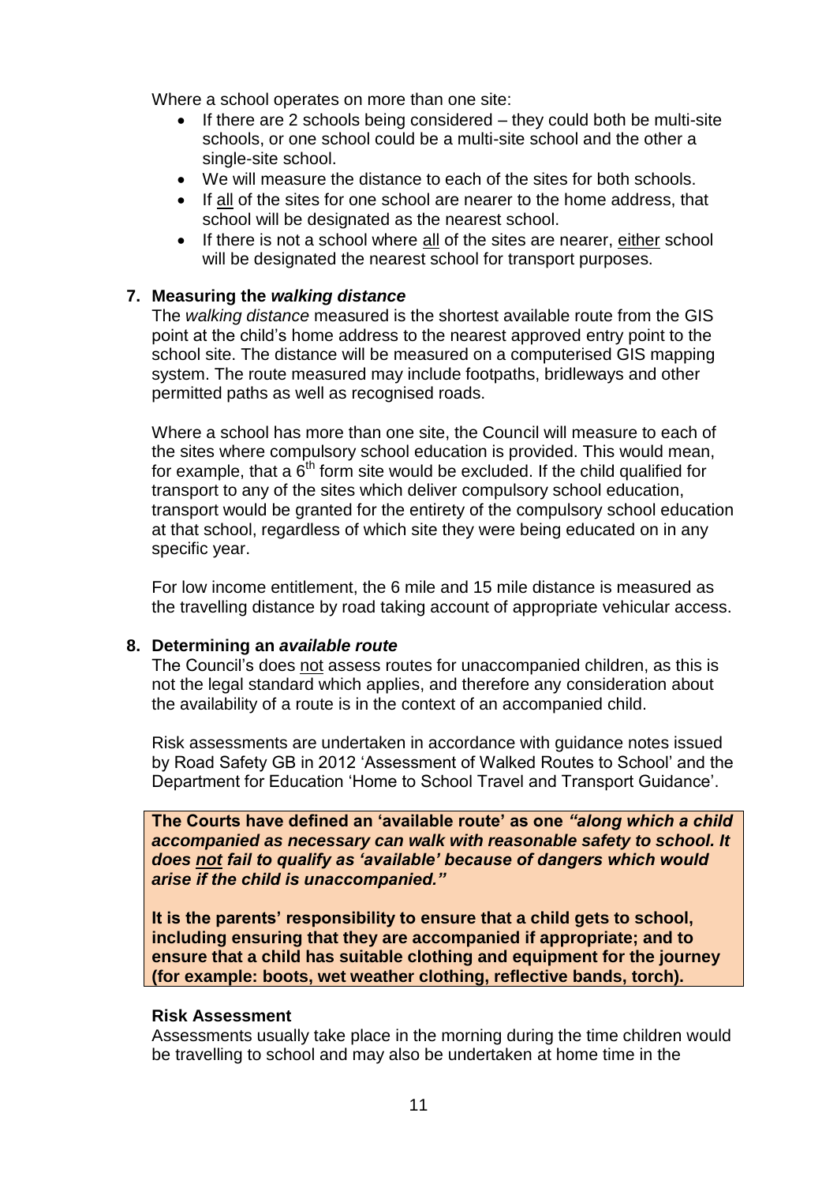Where a school operates on more than one site:

- If there are 2 schools being considered – they could both be multi-site schools, or one school could be a multi-site school and the other a single-site school.
- We will measure the distance to each of the sites for both schools.
- If <u>all</u> of the sites for one school are nearer to the home address, that school will be designated as the nearest school.
- If there is not a school where <u>all</u> of the sites are nearer, <u>either</u> school will be designated the nearest school for transport purposes.

### 7. Measuring the *walking distance*

The *walking distance* measured is the shortest available route from the GIS point at the child's home address to the nearest approved entry point to the school site. The distance will be measured on a computerised GIS mapping system. The route measured may include footpaths, bridleways and other permitted paths as well as recognised roads.

Where a school has more than one site, the Council will measure to each of the sites where compulsory school education is provided. This would mean, for example, that a 6th form site would be excluded. If the child qualified for transport to any of the sites which deliver compulsory school education, transport would be granted for the entirety of the compulsory school education at that school, regardless of which site they were being educated on in any specific year.

For low income entitlement, the 6 mile and 15 mile distance is measured as the travelling distance by road taking account of appropriate vehicular access.

### 8. Determining an *available route*

The Council's does <u>not</u> assess routes for unaccompanied children, as this is not the legal standard which applies, and therefore any consideration about the availability of a route is in the context of an accompanied child.

Risk assessments are undertaken in accordance with guidance notes issued by Road Safety GB in 2012 'Assessment of Walked Routes to School' and the Department for Education 'Home to School Travel and Transport Guidance'.

**The Courts have defined an 'available route' as one *"along which a child accompanied as necessary can walk with reasonable safety to school. It does <u>not</u> fail to qualify as 'available' because of dangers which would arise if the child is unaccompanied."***

**It is the parents' responsibility to ensure that a child gets to school, including ensuring that they are accompanied if appropriate; and to ensure that a child has suitable clothing and equipment for the journey (for example: boots, wet weather clothing, reflective bands, torch).**

**Risk Assessment**

Assessments usually take place in the morning during the time children would be travelling to school and may also be undertaken at home time in the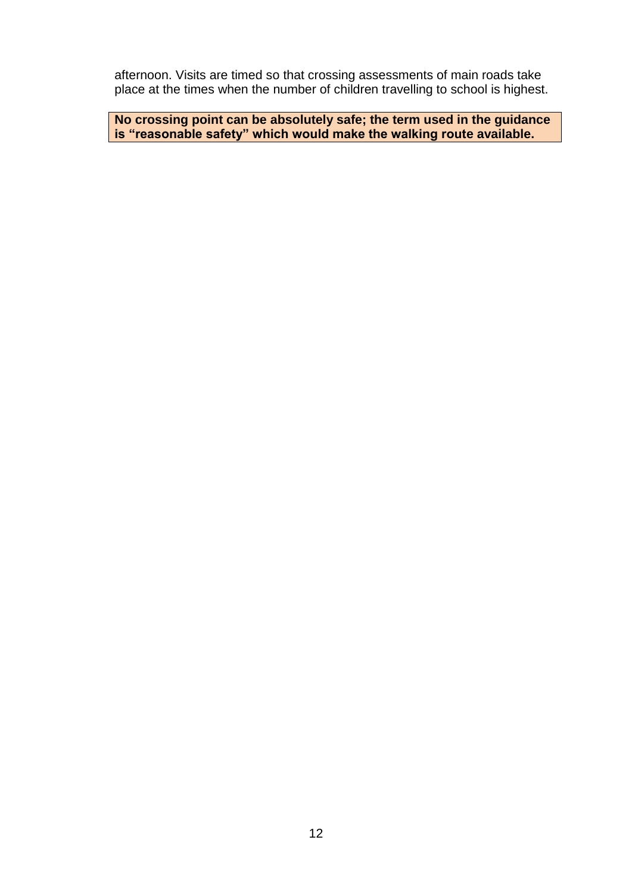afternoon. Visits are timed so that crossing assessments of main roads take place at the times when the number of children travelling to school is highest.

**No crossing point can be absolutely safe; the term used in the guidance is “reasonable safety” which would make the walking route available.**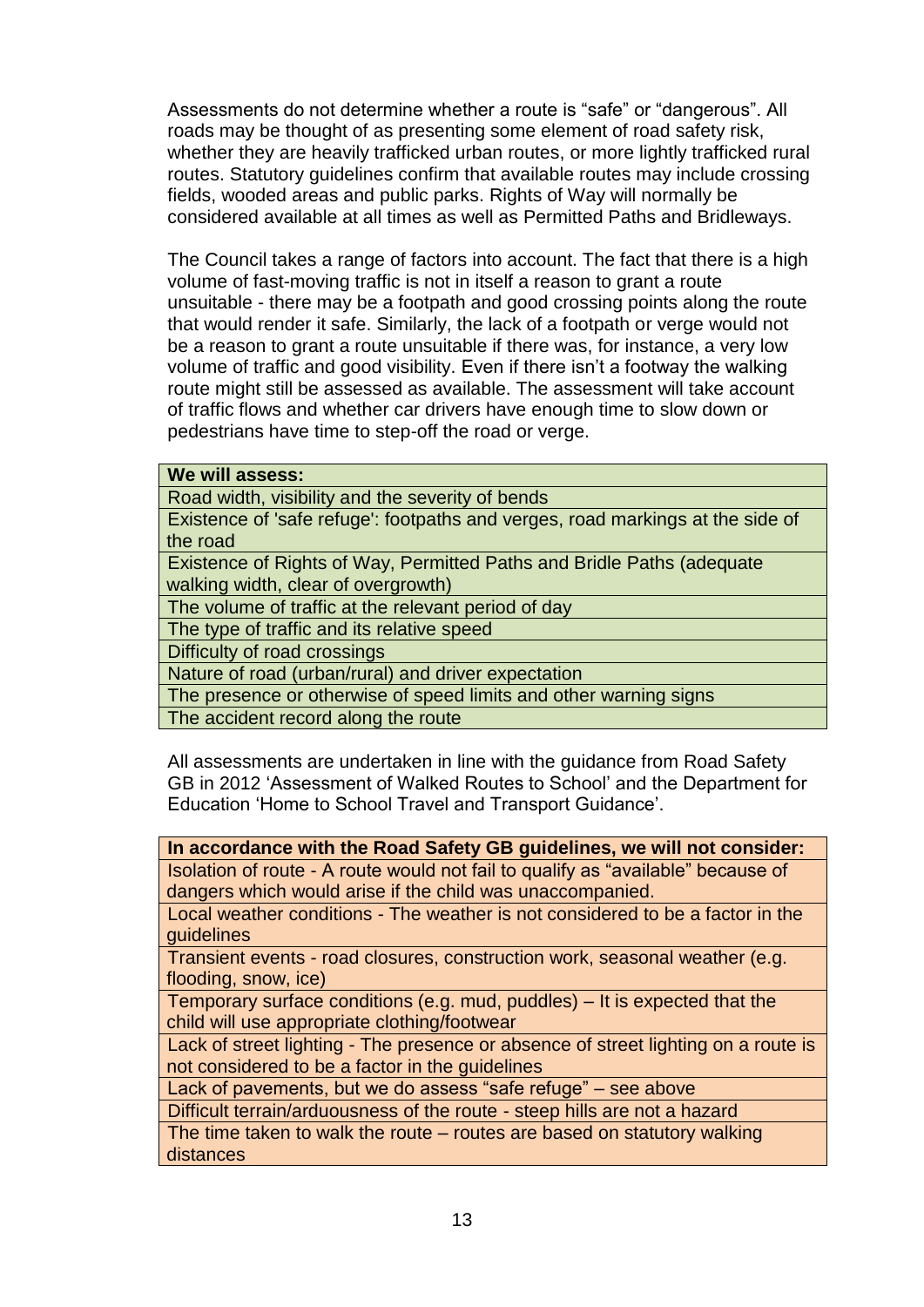Assessments do not determine whether a route is "safe" or "dangerous". All roads may be thought of as presenting some element of road safety risk, whether they are heavily trafficked urban routes, or more lightly trafficked rural routes. Statutory guidelines confirm that available routes may include crossing fields, wooded areas and public parks. Rights of Way will normally be considered available at all times as well as Permitted Paths and Bridleways.

The Council takes a range of factors into account. The fact that there is a high volume of fast-moving traffic is not in itself a reason to grant a route unsuitable - there may be a footpath and good crossing points along the route that would render it safe. Similarly, the lack of a footpath or verge would not be a reason to grant a route unsuitable if there was, for instance, a very low volume of traffic and good visibility. Even if there isn't a footway the walking route might still be assessed as available. The assessment will take account of traffic flows and whether car drivers have enough time to slow down or pedestrians have time to step-off the road or verge.

| **We will assess:** |
|---|
| Road width, visibility and the severity of bends |
| Existence of 'safe refuge': footpaths and verges, road markings at the side of the road |
| Existence of Rights of Way, Permitted Paths and Bridle Paths (adequate walking width, clear of overgrowth) |
| The volume of traffic at the relevant period of day |
| The type of traffic and its relative speed |
| Difficulty of road crossings |
| Nature of road (urban/rural) and driver expectation |
| The presence or otherwise of speed limits and other warning signs |
| The accident record along the route |

All assessments are undertaken in line with the guidance from Road Safety GB in 2012 'Assessment of Walked Routes to School' and the Department for Education 'Home to School Travel and Transport Guidance'.

| **In accordance with the Road Safety GB guidelines, we will not consider:** |
|---|
| Isolation of route - A route would not fail to qualify as "available" because of dangers which would arise if the child was unaccompanied. |
| Local weather conditions - The weather is not considered to be a factor in the guidelines |
| Transient events - road closures, construction work, seasonal weather (e.g. flooding, snow, ice) |
| Temporary surface conditions (e.g. mud, puddles) – It is expected that the child will use appropriate clothing/footwear |
| Lack of street lighting - The presence or absence of street lighting on a route is not considered to be a factor in the guidelines |
| Lack of pavements, but we do assess "safe refuge" – see above |
| Difficult terrain/arduousness of the route - steep hills are not a hazard |
| The time taken to walk the route – routes are based on statutory walking distances |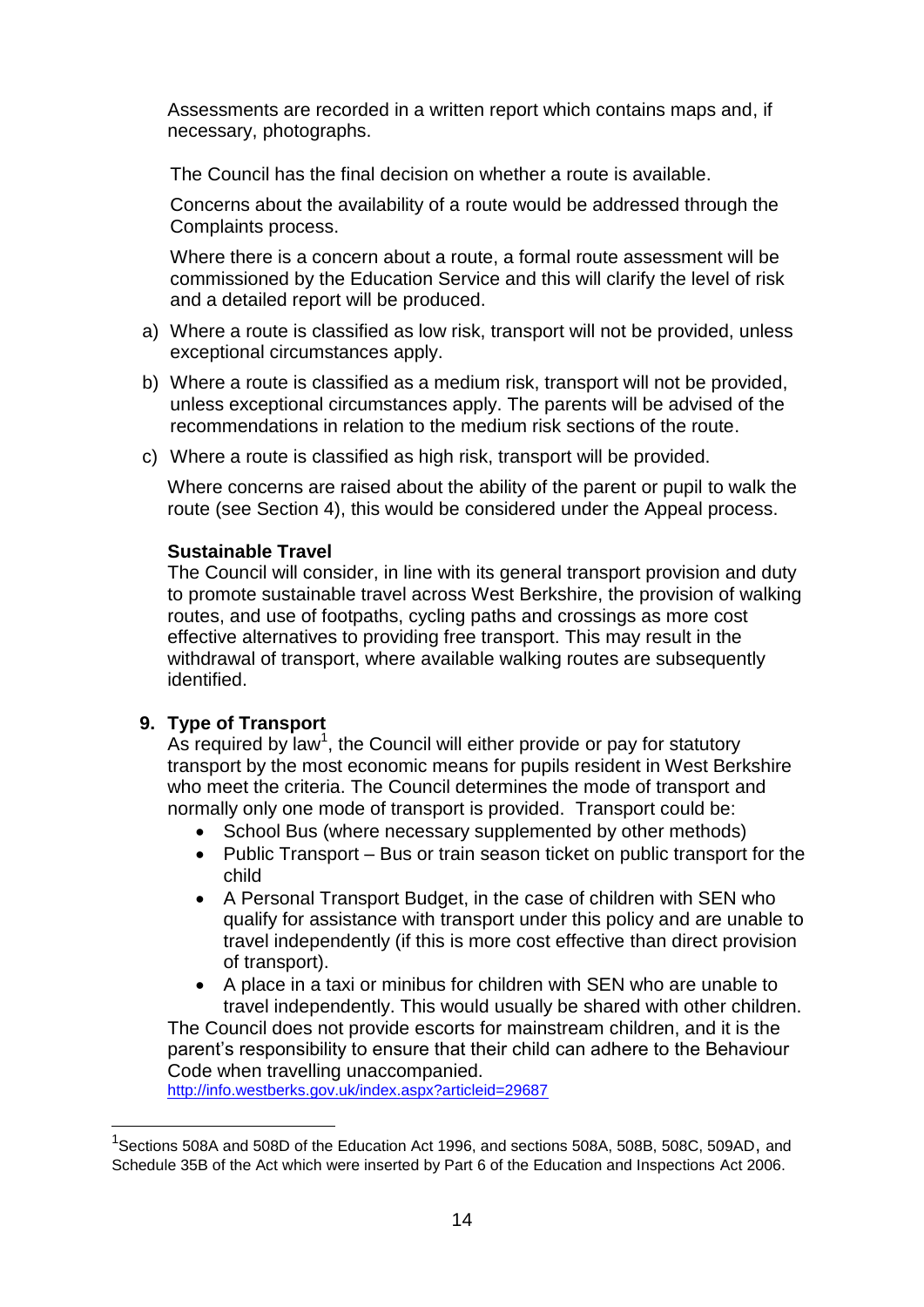Assessments are recorded in a written report which contains maps and, if necessary, photographs.

The Council has the final decision on whether a route is available.

Concerns about the availability of a route would be addressed through the Complaints process.

Where there is a concern about a route, a formal route assessment will be commissioned by the Education Service and this will clarify the level of risk and a detailed report will be produced.

a) Where a route is classified as low risk, transport will not be provided, unless exceptional circumstances apply.

b) Where a route is classified as a medium risk, transport will not be provided, unless exceptional circumstances apply. The parents will be advised of the recommendations in relation to the medium risk sections of the route.

c) Where a route is classified as high risk, transport will be provided.

Where concerns are raised about the ability of the parent or pupil to walk the route (see Section 4), this would be considered under the Appeal process.

**Sustainable Travel**

The Council will consider, in line with its general transport provision and duty to promote sustainable travel across West Berkshire, the provision of walking routes, and use of footpaths, cycling paths and crossings as more cost effective alternatives to providing free transport. This may result in the withdrawal of transport, where available walking routes are subsequently identified.

## 9. Type of Transport

As required by law[1], the Council will either provide or pay for statutory transport by the most economic means for pupils resident in West Berkshire who meet the criteria. The Council determines the mode of transport and normally only one mode of transport is provided. Transport could be:

- School Bus (where necessary supplemented by other methods)
- Public Transport – Bus or train season ticket on public transport for the child
- A Personal Transport Budget, in the case of children with SEN who qualify for assistance with transport under this policy and are unable to travel independently (if this is more cost effective than direct provision of transport).
- A place in a taxi or minibus for children with SEN who are unable to travel independently. This would usually be shared with other children.

The Council does not provide escorts for mainstream children, and it is the parent's responsibility to ensure that their child can adhere to the Behaviour Code when travelling unaccompanied.

http://info.westberks.gov.uk/index.aspx?articleid=29687

---

[1] Sections 508A and 508D of the Education Act 1996, and sections 508A, 508B, 508C, 509AD, and Schedule 35B of the Act which were inserted by Part 6 of the Education and Inspections Act 2006.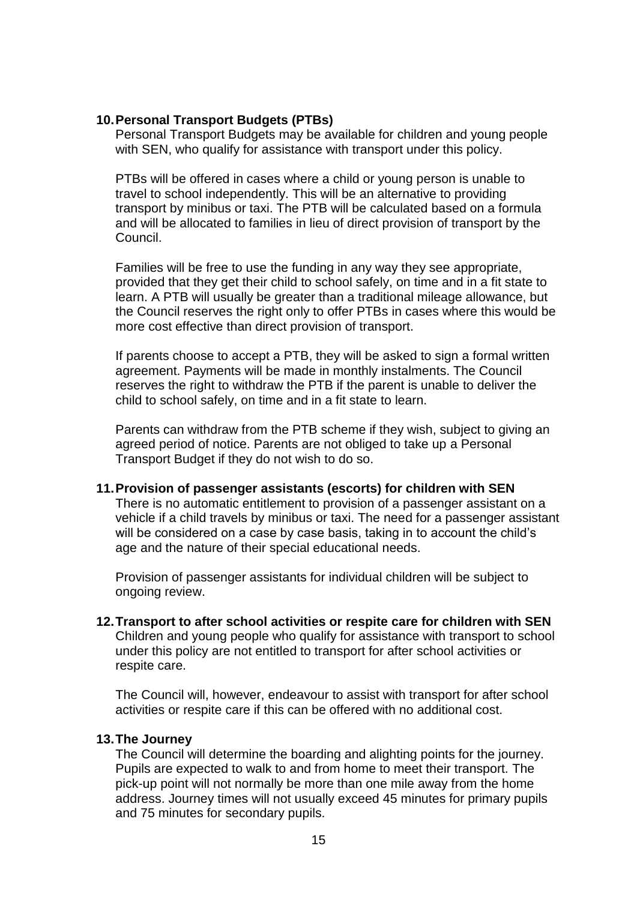## 10. Personal Transport Budgets (PTBs)

Personal Transport Budgets may be available for children and young people with SEN, who qualify for assistance with transport under this policy.

PTBs will be offered in cases where a child or young person is unable to travel to school independently. This will be an alternative to providing transport by minibus or taxi. The PTB will be calculated based on a formula and will be allocated to families in lieu of direct provision of transport by the Council.

Families will be free to use the funding in any way they see appropriate, provided that they get their child to school safely, on time and in a fit state to learn. A PTB will usually be greater than a traditional mileage allowance, but the Council reserves the right only to offer PTBs in cases where this would be more cost effective than direct provision of transport.

If parents choose to accept a PTB, they will be asked to sign a formal written agreement. Payments will be made in monthly instalments. The Council reserves the right to withdraw the PTB if the parent is unable to deliver the child to school safely, on time and in a fit state to learn.

Parents can withdraw from the PTB scheme if they wish, subject to giving an agreed period of notice. Parents are not obliged to take up a Personal Transport Budget if they do not wish to do so.

## 11. Provision of passenger assistants (escorts) for children with SEN

There is no automatic entitlement to provision of a passenger assistant on a vehicle if a child travels by minibus or taxi. The need for a passenger assistant will be considered on a case by case basis, taking in to account the child's age and the nature of their special educational needs.

Provision of passenger assistants for individual children will be subject to ongoing review.

## 12. Transport to after school activities or respite care for children with SEN

Children and young people who qualify for assistance with transport to school under this policy are not entitled to transport for after school activities or respite care.

The Council will, however, endeavour to assist with transport for after school activities or respite care if this can be offered with no additional cost.

## 13. The Journey

The Council will determine the boarding and alighting points for the journey. Pupils are expected to walk to and from home to meet their transport. The pick-up point will not normally be more than one mile away from the home address. Journey times will not usually exceed 45 minutes for primary pupils and 75 minutes for secondary pupils.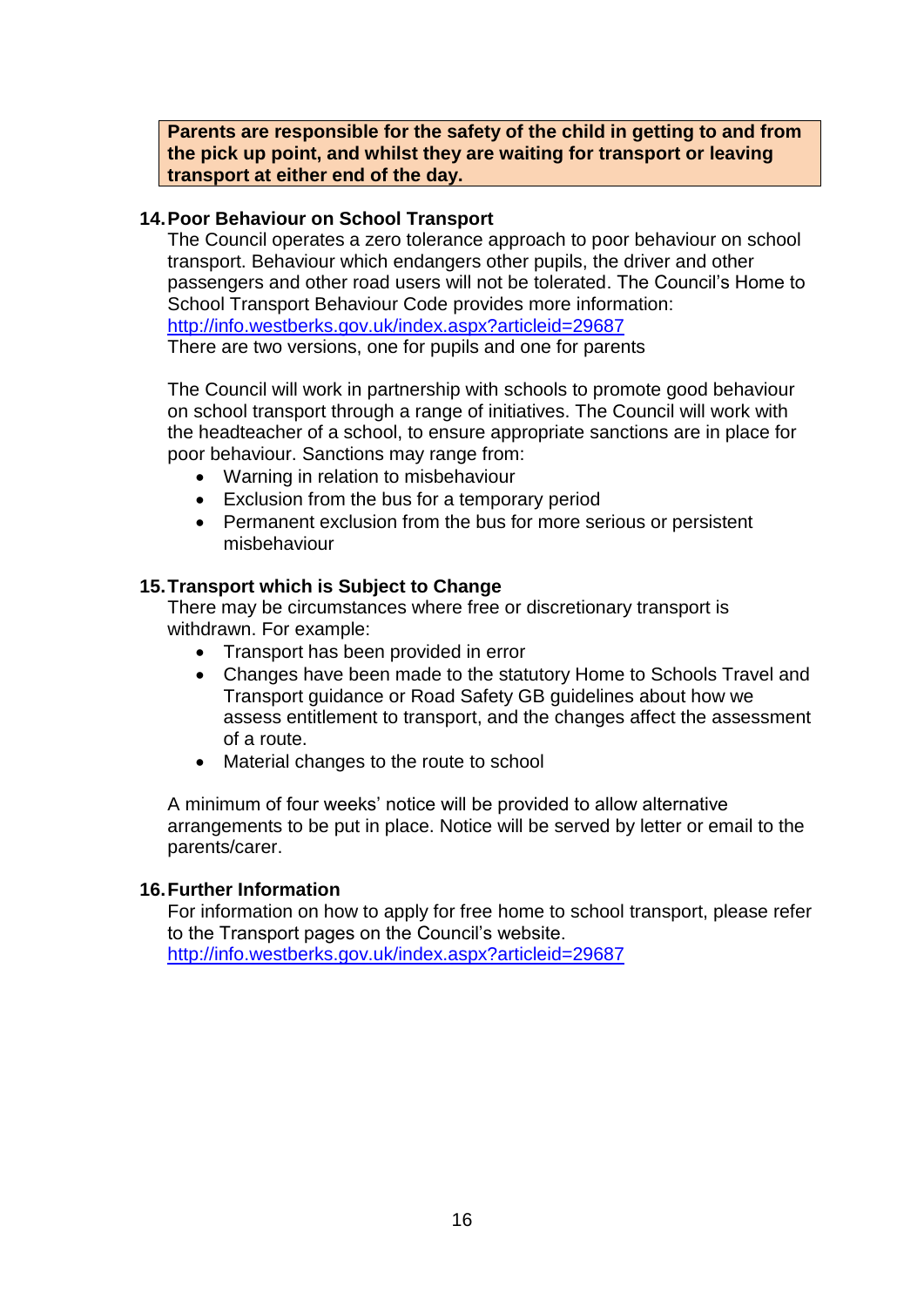**Parents are responsible for the safety of the child in getting to and from the pick up point, and whilst they are waiting for transport or leaving transport at either end of the day.**

## 14. Poor Behaviour on School Transport

The Council operates a zero tolerance approach to poor behaviour on school transport. Behaviour which endangers other pupils, the driver and other passengers and other road users will not be tolerated. The Council's Home to School Transport Behaviour Code provides more information: [http://info.westberks.gov.uk/index.aspx?articleid=29687](http://info.westberks.gov.uk/index.aspx?articleid=29687)
There are two versions, one for pupils and one for parents

The Council will work in partnership with schools to promote good behaviour on school transport through a range of initiatives. The Council will work with the headteacher of a school, to ensure appropriate sanctions are in place for poor behaviour. Sanctions may range from:

- Warning in relation to misbehaviour
- Exclusion from the bus for a temporary period
- Permanent exclusion from the bus for more serious or persistent misbehaviour

## 15. Transport which is Subject to Change

There may be circumstances where free or discretionary transport is withdrawn. For example:

- Transport has been provided in error
- Changes have been made to the statutory Home to Schools Travel and Transport guidance or Road Safety GB guidelines about how we assess entitlement to transport, and the changes affect the assessment of a route.
- Material changes to the route to school

A minimum of four weeks' notice will be provided to allow alternative arrangements to be put in place. Notice will be served by letter or email to the parents/carer.

## 16. Further Information

For information on how to apply for free home to school transport, please refer to the Transport pages on the Council's website.
[http://info.westberks.gov.uk/index.aspx?articleid=29687](http://info.westberks.gov.uk/index.aspx?articleid=29687)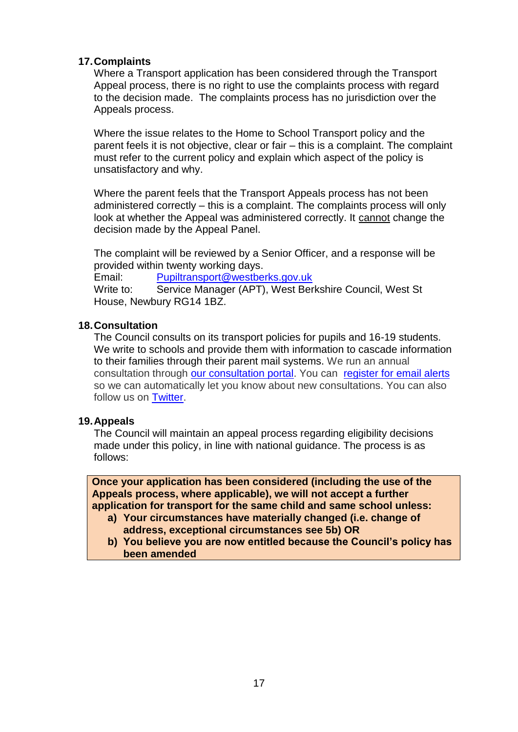## 17. Complaints

Where a Transport application has been considered through the Transport Appeal process, there is no right to use the complaints process with regard to the decision made. The complaints process has no jurisdiction over the Appeals process.

Where the issue relates to the Home to School Transport policy and the parent feels it is not objective, clear or fair – this is a complaint. The complaint must refer to the current policy and explain which aspect of the policy is unsatisfactory and why.

Where the parent feels that the Transport Appeals process has not been administered correctly – this is a complaint. The complaints process will only look at whether the Appeal was administered correctly. It cannot change the decision made by the Appeal Panel.

The complaint will be reviewed by a Senior Officer, and a response will be provided within twenty working days.
Email: Pupiltransport@westberks.gov.uk
Write to: Service Manager (APT), West Berkshire Council, West St House, Newbury RG14 1BZ.

## 18. Consultation

The Council consults on its transport policies for pupils and 16-19 students. We write to schools and provide them with information to cascade information to their families through their parent mail systems. We run an annual consultation through our consultation portal. You can register for email alerts so we can automatically let you know about new consultations. You can also follow us on Twitter.

## 19. Appeals

The Council will maintain an appeal process regarding eligibility decisions made under this policy, in line with national guidance. The process is as follows:

**Once your application has been considered (including the use of the Appeals process, where applicable), we will not accept a further application for transport for the same child and same school unless:**

**a) Your circumstances have materially changed (i.e. change of address, exceptional circumstances see 5b) OR**

**b) You believe you are now entitled because the Council's policy has been amended**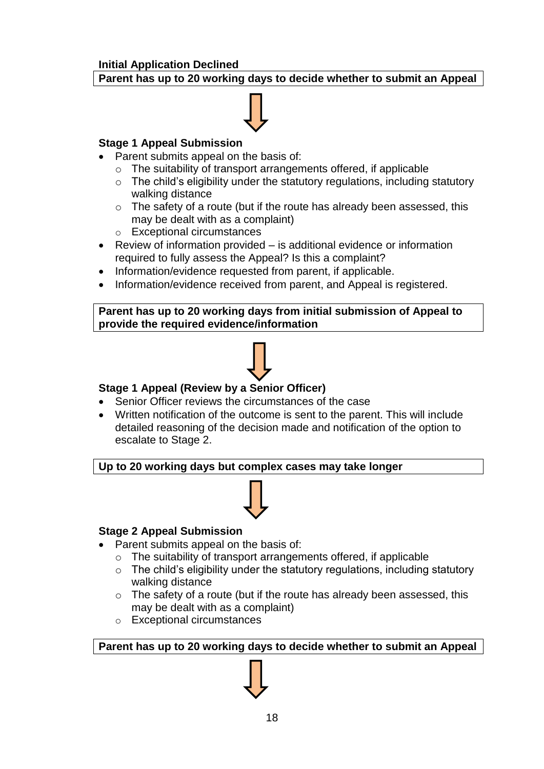**Initial Application Declined**

**Parent has up to 20 working days to decide whether to submit an Appeal**

↓

**Stage 1 Appeal Submission**

- Parent submits appeal on the basis of:
  - The suitability of transport arrangements offered, if applicable
  - The child's eligibility under the statutory regulations, including statutory walking distance
  - The safety of a route (but if the route has already been assessed, this may be dealt with as a complaint)
  - Exceptional circumstances
- Review of information provided – is additional evidence or information required to fully assess the Appeal? Is this a complaint?
- Information/evidence requested from parent, if applicable.
- Information/evidence received from parent, and Appeal is registered.

**Parent has up to 20 working days from initial submission of Appeal to provide the required evidence/information**

↓

**Stage 1 Appeal (Review by a Senior Officer)**

- Senior Officer reviews the circumstances of the case
- Written notification of the outcome is sent to the parent. This will include detailed reasoning of the decision made and notification of the option to escalate to Stage 2.

**Up to 20 working days but complex cases may take longer**

↓

**Stage 2 Appeal Submission**

- Parent submits appeal on the basis of:
  - The suitability of transport arrangements offered, if applicable
  - The child's eligibility under the statutory regulations, including statutory walking distance
  - The safety of a route (but if the route has already been assessed, this may be dealt with as a complaint)
  - Exceptional circumstances

**Parent has up to 20 working days to decide whether to submit an Appeal**

↓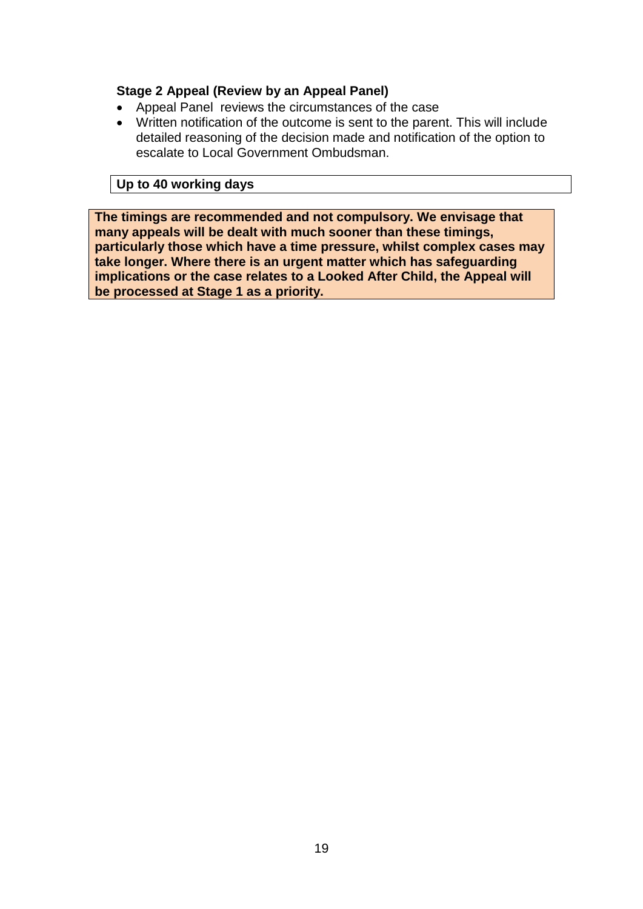**Stage 2 Appeal (Review by an Appeal Panel)**

- Appeal Panel reviews the circumstances of the case
- Written notification of the outcome is sent to the parent. This will include detailed reasoning of the decision made and notification of the option to escalate to Local Government Ombudsman.

**Up to 40 working days**

**The timings are recommended and not compulsory. We envisage that many appeals will be dealt with much sooner than these timings, particularly those which have a time pressure, whilst complex cases may take longer. Where there is an urgent matter which has safeguarding implications or the case relates to a Looked After Child, the Appeal will be processed at Stage 1 as a priority.**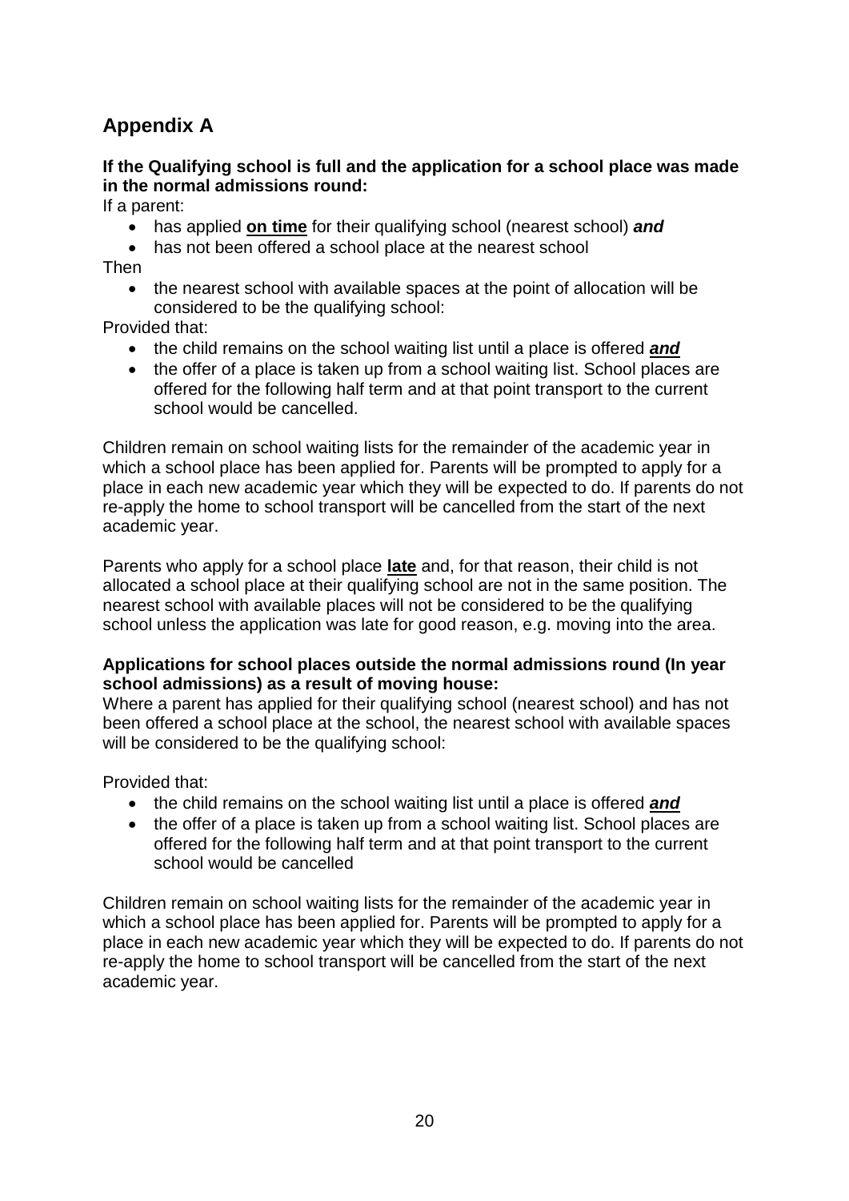## Appendix A

**If the Qualifying school is full and the application for a school place was made in the normal admissions round:**

If a parent:

- has applied **on time** for their qualifying school (nearest school) ***and***
- has not been offered a school place at the nearest school

Then

- the nearest school with available spaces at the point of allocation will be considered to be the qualifying school:

Provided that:

- the child remains on the school waiting list until a place is offered ***and***
- the offer of a place is taken up from a school waiting list. School places are offered for the following half term and at that point transport to the current school would be cancelled.

Children remain on school waiting lists for the remainder of the academic year in which a school place has been applied for. Parents will be prompted to apply for a place in each new academic year which they will be expected to do. If parents do not re-apply the home to school transport will be cancelled from the start of the next academic year.

Parents who apply for a school place **late** and, for that reason, their child is not allocated a school place at their qualifying school are not in the same position. The nearest school with available places will not be considered to be the qualifying school unless the application was late for good reason, e.g. moving into the area.

**Applications for school places outside the normal admissions round (In year school admissions) as a result of moving house:**

Where a parent has applied for their qualifying school (nearest school) and has not been offered a school place at the school, the nearest school with available spaces will be considered to be the qualifying school:

Provided that:

- the child remains on the school waiting list until a place is offered ***and***
- the offer of a place is taken up from a school waiting list. School places are offered for the following half term and at that point transport to the current school would be cancelled

Children remain on school waiting lists for the remainder of the academic year in which a school place has been applied for. Parents will be prompted to apply for a place in each new academic year which they will be expected to do. If parents do not re-apply the home to school transport will be cancelled from the start of the next academic year.